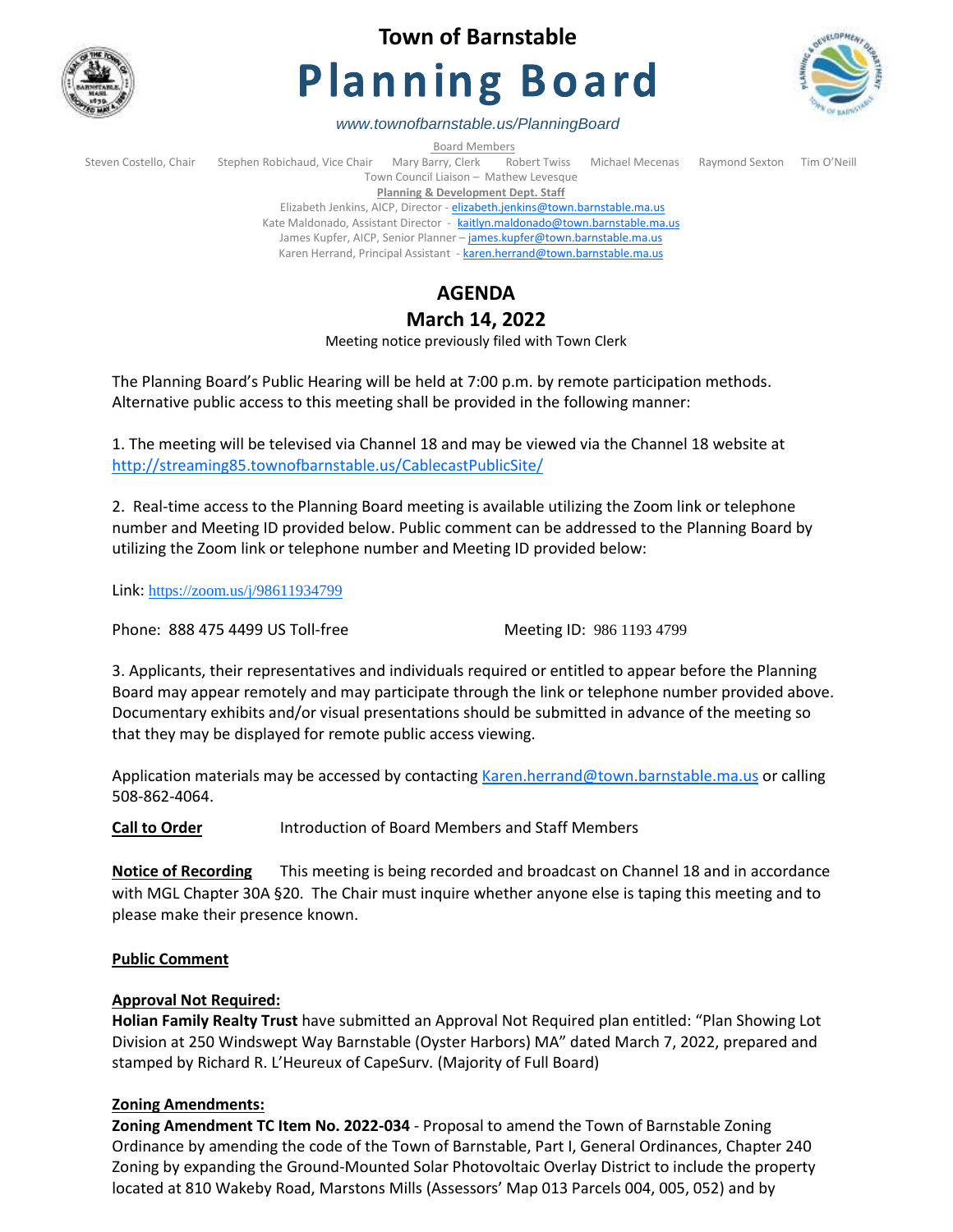# Town of Barnstable

# Planning Board

*www.townofbarnstable.us/PlanningBoard*

Board Members

Steven Costello, Chair    Stephen Robichaud, Vice Chair    Mary Barry, Clerk    Robert Twiss    Michael Mecenas    Raymond Sexton    Tim O'Neill

Town Council Liaison – Mathew Levesque

**Planning & Development Dept. Staff**

Elizabeth Jenkins, AICP, Director - elizabeth.jenkins@town.barnstable.ma.us

Kate Maldonado, Assistant Director - kaitlyn.maldonado@town.barnstable.ma.us

James Kupfer, AICP, Senior Planner – james.kupfer@town.barnstable.ma.us

Karen Herrand, Principal Assistant - karen.herrand@town.barnstable.ma.us

## AGENDA

## March 14, 2022

Meeting notice previously filed with Town Clerk

The Planning Board's Public Hearing will be held at 7:00 p.m. by remote participation methods. Alternative public access to this meeting shall be provided in the following manner:

1. The meeting will be televised via Channel 18 and may be viewed via the Channel 18 website at http://streaming85.townofbarnstable.us/CablecastPublicSite/

2. Real-time access to the Planning Board meeting is available utilizing the Zoom link or telephone number and Meeting ID provided below. Public comment can be addressed to the Planning Board by utilizing the Zoom link or telephone number and Meeting ID provided below:

Link: https://zoom.us/j/98611934799

Phone: 888 475 4499 US Toll-free    Meeting ID: 986 1193 4799

3. Applicants, their representatives and individuals required or entitled to appear before the Planning Board may appear remotely and may participate through the link or telephone number provided above. Documentary exhibits and/or visual presentations should be submitted in advance of the meeting so that they may be displayed for remote public access viewing.

Application materials may be accessed by contacting Karen.herrand@town.barnstable.ma.us or calling 508-862-4064.

**Call to Order**    Introduction of Board Members and Staff Members

**Notice of Recording**    This meeting is being recorded and broadcast on Channel 18 and in accordance with MGL Chapter 30A §20. The Chair must inquire whether anyone else is taping this meeting and to please make their presence known.

**Public Comment**

**Approval Not Required:**

**Holian Family Realty Trust** have submitted an Approval Not Required plan entitled: "Plan Showing Lot Division at 250 Windswept Way Barnstable (Oyster Harbors) MA" dated March 7, 2022, prepared and stamped by Richard R. L'Heureux of CapeSurv. (Majority of Full Board)

**Zoning Amendments:**

**Zoning Amendment TC Item No. 2022-034** - Proposal to amend the Town of Barnstable Zoning Ordinance by amending the code of the Town of Barnstable, Part I, General Ordinances, Chapter 240 Zoning by expanding the Ground-Mounted Solar Photovoltaic Overlay District to include the property located at 810 Wakeby Road, Marstons Mills (Assessors' Map 013 Parcels 004, 005, 052) and by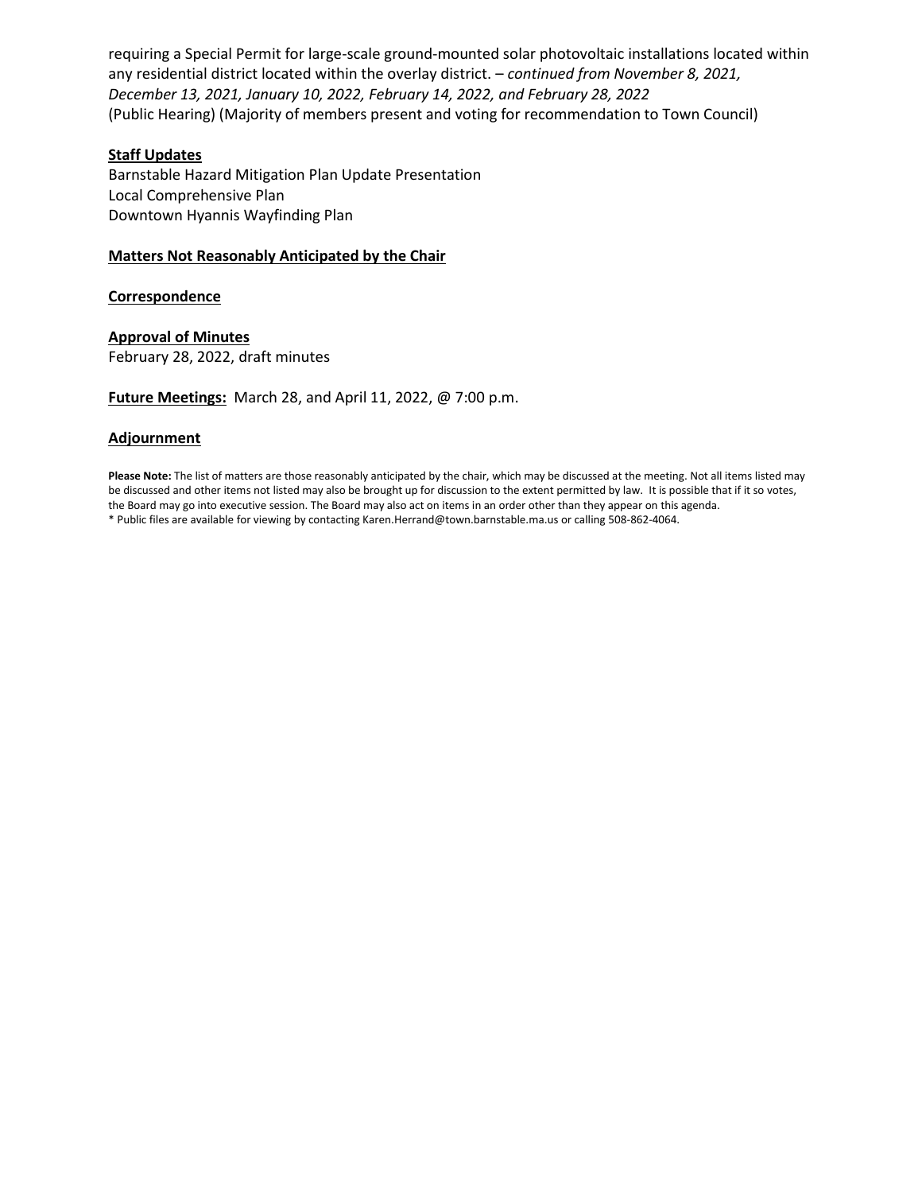requiring a Special Permit for large-scale ground-mounted solar photovoltaic installations located within any residential district located within the overlay district. – *continued from November 8, 2021, December 13, 2021, January 10, 2022, February 14, 2022, and February 28, 2022*
(Public Hearing) (Majority of members present and voting for recommendation to Town Council)

**Staff Updates**
Barnstable Hazard Mitigation Plan Update Presentation
Local Comprehensive Plan
Downtown Hyannis Wayfinding Plan

**Matters Not Reasonably Anticipated by the Chair**

**Correspondence**

**Approval of Minutes**
February 28, 2022, draft minutes

**Future Meetings:** March 28, and April 11, 2022, @ 7:00 p.m.

**Adjournment**

**Please Note:** The list of matters are those reasonably anticipated by the chair, which may be discussed at the meeting. Not all items listed may be discussed and other items not listed may also be brought up for discussion to the extent permitted by law. It is possible that if it so votes, the Board may go into executive session. The Board may also act on items in an order other than they appear on this agenda.
* Public files are available for viewing by contacting Karen.Herrand@town.barnstable.ma.us or calling 508-862-4064.